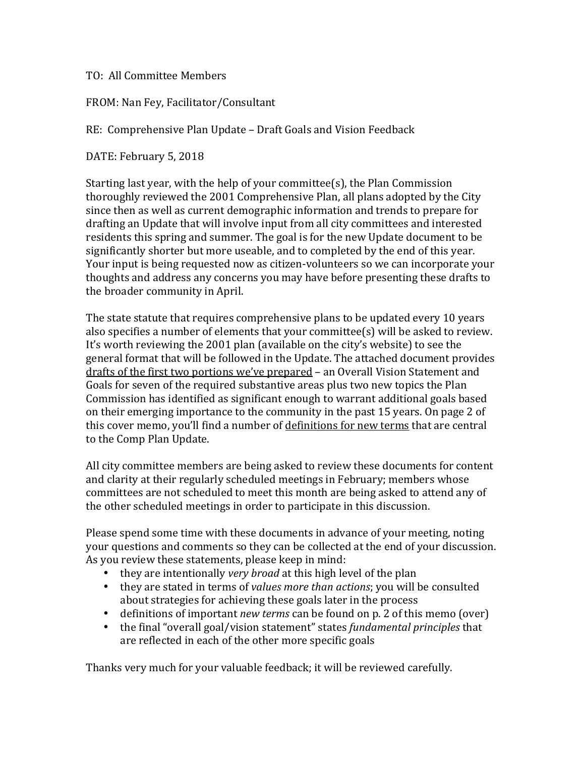TO: All Committee Members

FROM: Nan Fey, Facilitator/Consultant

RE: Comprehensive Plan Update – Draft Goals and Vision Feedback

DATE: February 5, 2018

Starting last year, with the help of your committee(s), the Plan Commission thoroughly reviewed the 2001 Comprehensive Plan, all plans adopted by the City since then as well as current demographic information and trends to prepare for drafting an Update that will involve input from all city committees and interested residents this spring and summer. The goal is for the new Update document to be significantly shorter but more useable, and to completed by the end of this year. Your input is being requested now as citizen-volunteers so we can incorporate your thoughts and address any concerns you may have before presenting these drafts to the broader community in April.

The state statute that requires comprehensive plans to be updated every 10 years also specifies a number of elements that your committee(s) will be asked to review. It's worth reviewing the 2001 plan (available on the city's website) to see the general format that will be followed in the Update. The attached document provides <u>drafts of the first two portions we've prepared</u> – an Overall Vision Statement and Goals for seven of the required substantive areas plus two new topics the Plan Commission has identified as significant enough to warrant additional goals based on their emerging importance to the community in the past 15 years. On page 2 of this cover memo, you'll find a number of <u>definitions for new terms</u> that are central to the Comp Plan Update.

All city committee members are being asked to review these documents for content and clarity at their regularly scheduled meetings in February; members whose committees are not scheduled to meet this month are being asked to attend any of the other scheduled meetings in order to participate in this discussion.

Please spend some time with these documents in advance of your meeting, noting your questions and comments so they can be collected at the end of your discussion. As you review these statements, please keep in mind:

- they are intentionally *very broad* at this high level of the plan
- they are stated in terms of *values more than actions*; you will be consulted about strategies for achieving these goals later in the process
- definitions of important *new terms* can be found on p. 2 of this memo (over)
- the final "overall goal/vision statement" states *fundamental principles* that are reflected in each of the other more specific goals

Thanks very much for your valuable feedback; it will be reviewed carefully.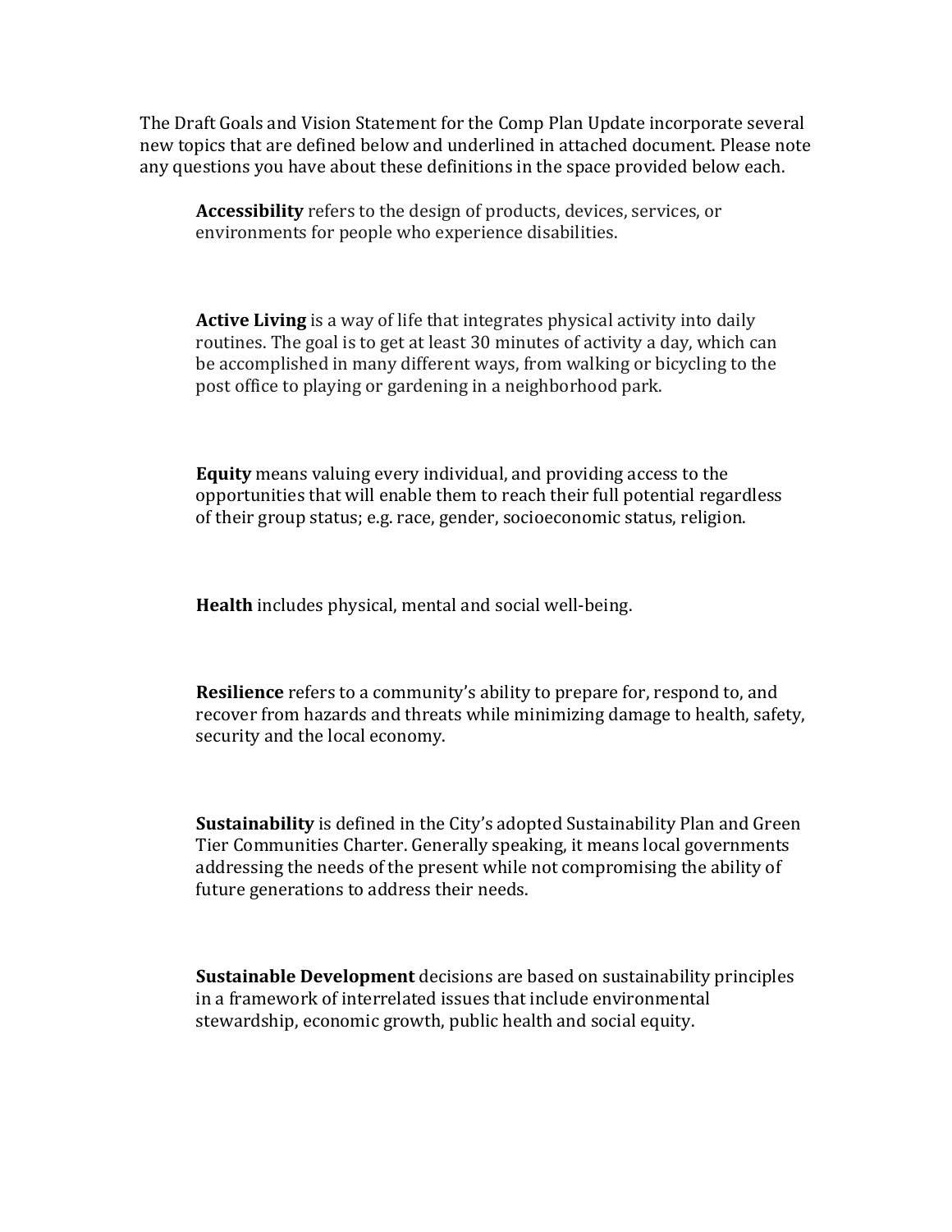The Draft Goals and Vision Statement for the Comp Plan Update incorporate several new topics that are defined below and underlined in attached document. Please note any questions you have about these definitions in the space provided below each.

**Accessibility** refers to the design of products, devices, services, or environments for people who experience disabilities.

**Active Living** is a way of life that integrates physical activity into daily routines. The goal is to get at least 30 minutes of activity a day, which can be accomplished in many different ways, from walking or bicycling to the post office to playing or gardening in a neighborhood park.

**Equity** means valuing every individual, and providing access to the opportunities that will enable them to reach their full potential regardless of their group status; e.g. race, gender, socioeconomic status, religion.

**Health** includes physical, mental and social well-being.

**Resilience** refers to a community's ability to prepare for, respond to, and recover from hazards and threats while minimizing damage to health, safety, security and the local economy.

**Sustainability** is defined in the City's adopted Sustainability Plan and Green Tier Communities Charter. Generally speaking, it means local governments addressing the needs of the present while not compromising the ability of future generations to address their needs.

**Sustainable Development** decisions are based on sustainability principles in a framework of interrelated issues that include environmental stewardship, economic growth, public health and social equity.